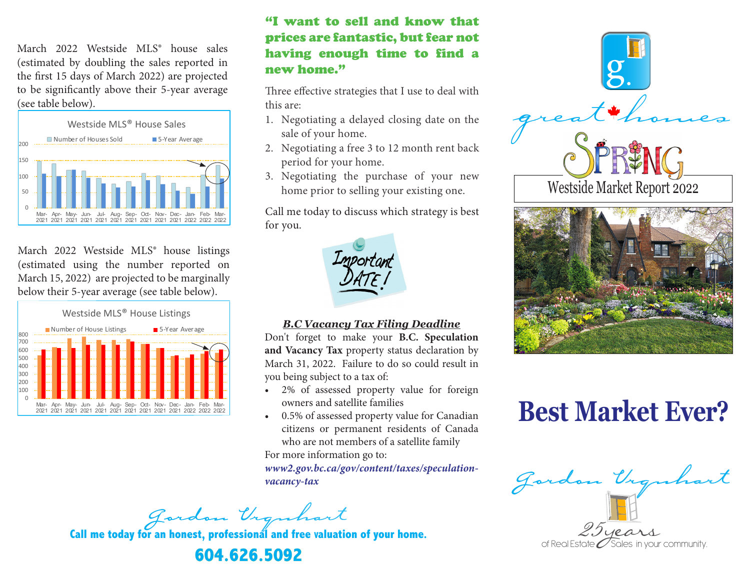March 2022 Westside MLS® house sales (estimated by doubling the sales reported in the first 15 days of March 2022) are projected to be significantly above their 5-year average (see table below).

Westside MLS® House Sales

Number of Houses Sold
5-Year Average

200
150
100
50
0

Mar-2021 Apr-2021 May-2021 Jun-2021 Jul-2021 Aug-2021 Sep-2021 Oct-2021 Nov-2021 Dec-2021 Jan-2022 Feb-2022 Mar-2022

March 2022 Westside MLS® house listings (estimated using the number reported on March 15, 2022) are projected to be marginally below their 5-year average (see table below).

Westside MLS® House Listings

Number of House Listings
5-Year Average

800
700
600
500
400
300
200
100
0

Mar-2021 Apr-2021 May-2021 Jun-2021 Jul-2021 Aug-2021 Sep-2021 Oct-2021 Nov-2021 Dec-2021 Jan-2022 Feb-2022 Mar-2022

## "I want to sell and know that prices are fantastic, but fear not having enough time to find a new home."

Three effective strategies that I use to deal with this are:

1. Negotiating a delayed closing date on the sale of your home.
2. Negotiating a free 3 to 12 month rent back period for your home.
3. Negotiating the purchase of your new home prior to selling your existing one.

Call me today to discuss which strategy is best for you.

Important DATE!

### *B.C Vacancy Tax Filing Deadline*

Don't forget to make your **B.C. Speculation and Vacancy Tax** property status declaration by March 31, 2022. Failure to do so could result in you being subject to a tax of:

- 2% of assessed property value for foreign owners and satellite families
- 0.5% of assessed property value for Canadian citizens or permanent residents of Canada who are not members of a satellite family

For more information go to:
*www2.gov.bc.ca/gov/content/taxes/speculation-vacancy-tax*

Gordon Urquhart

**Call me today for an honest, professional and free valuation of your home.**

**604.626.5092**

g. great homes

SPRING

Westside Market Report 2022

# Best Market Ever?

Gordon Urquhart

25 years of Real Estate Sales in your community.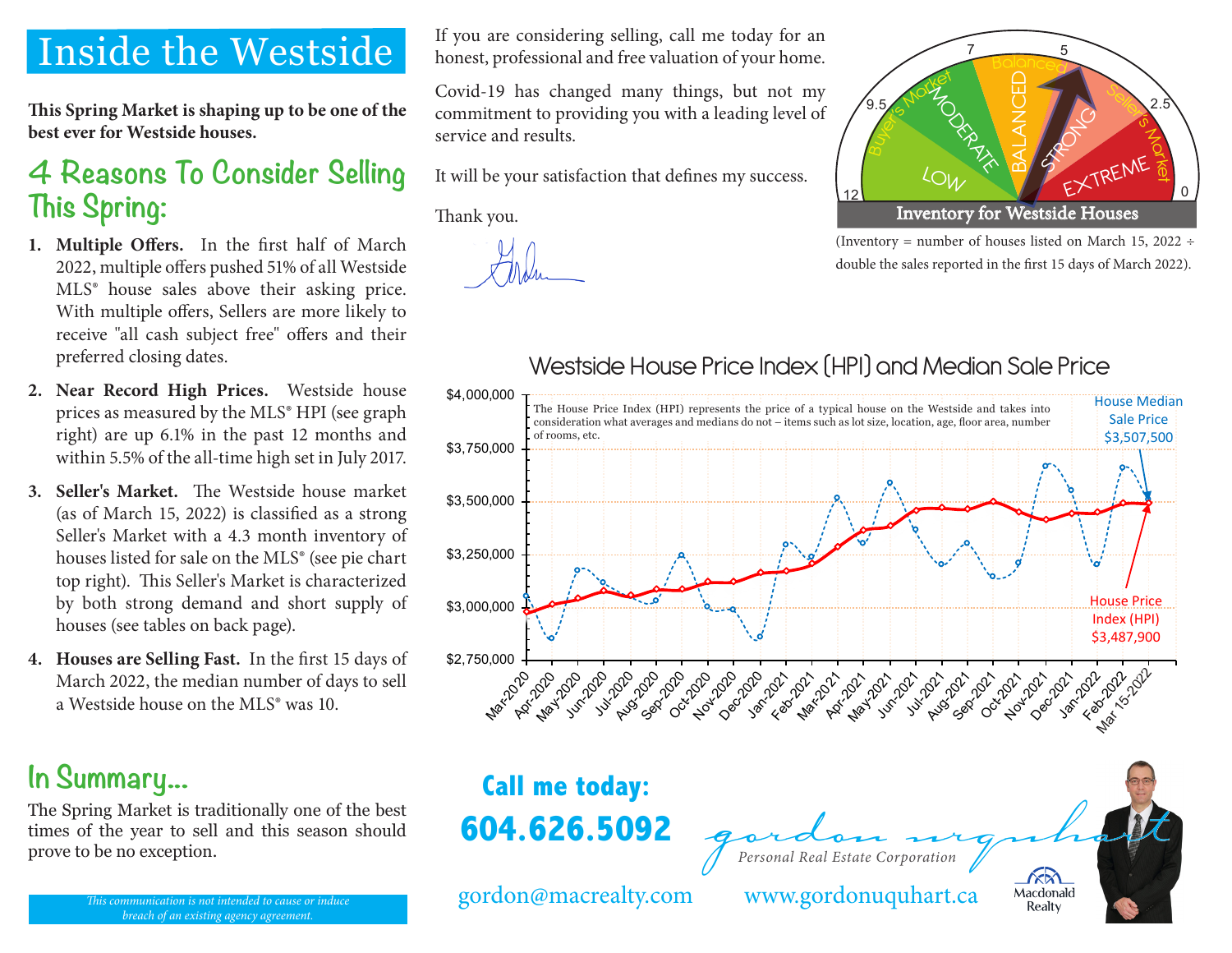# Inside the Westside

**This Spring Market is shaping up to be one of the best ever for Westside houses.**

## 4 Reasons To Consider Selling This Spring:

1. **Multiple Offers.** In the first half of March 2022, multiple offers pushed 51% of all Westside MLS® house sales above their asking price. With multiple offers, Sellers are more likely to receive "all cash subject free" offers and their preferred closing dates.
2. **Near Record High Prices.** Westside house prices as measured by the MLS® HPI (see graph right) are up 6.1% in the past 12 months and within 5.5% of the all-time high set in July 2017.
3. **Seller's Market.** The Westside house market (as of March 15, 2022) is classified as a strong Seller's Market with a 4.3 month inventory of houses listed for sale on the MLS® (see pie chart top right). This Seller's Market is characterized by both strong demand and short supply of houses (see tables on back page).
4. **Houses are Selling Fast.** In the first 15 days of March 2022, the median number of days to sell a Westside house on the MLS® was 10.

## In Summary...

The Spring Market is traditionally one of the best times of the year to sell and this season should prove to be no exception.

*This communication is not intended to cause or induce breach of an existing agency agreement.*

If you are considering selling, call me today for an honest, professional and free valuation of your home.

Covid-19 has changed many things, but not my commitment to providing you with a leading level of service and results.

It will be your satisfaction that defines my success.

Thank you.

12
9.5
7
5
2.5
0
Buyer's Market
Balanced
Seller's Market
LOW
MODERATE
BALANCED
STRONG
EXTREME

Inventory for Westside Houses

(Inventory = number of houses listed on March 15, 2022 ÷ double the sales reported in the first 15 days of March 2022).

### Westside House Price Index (HPI) and Median Sale Price

The House Price Index (HPI) represents the price of a typical house on the Westside and takes into consideration what averages and medians do not – items such as lot size, location, age, floor area, number of rooms, etc.

$4,000,000
$3,750,000
$3,500,000
$3,250,000
$3,000,000
$2,750,000

Mar-2020, Apr-2020, May-2020, Jun-2020, Jul-2020, Aug-2020, Sep-2020, Oct-2020, Nov-2020, Dec-2020, Jan-2021, Feb-2021, Mar-2021, Apr-2021, May-2021, Jun-2021, Jul-2021, Aug-2021, Sep-2021, Oct-2021, Nov-2021, Dec-2021, Jan-2022, Feb-2022, Mar 15-2022

House Median Sale Price $3,507,500

House Price Index (HPI) $3,487,900

**Call me today:**

**604.626.5092**

gordon urquhart
*Personal Real Estate Corporation*

gordon@macrealty.com

www.gordonuquhart.ca

Macdonald Realty